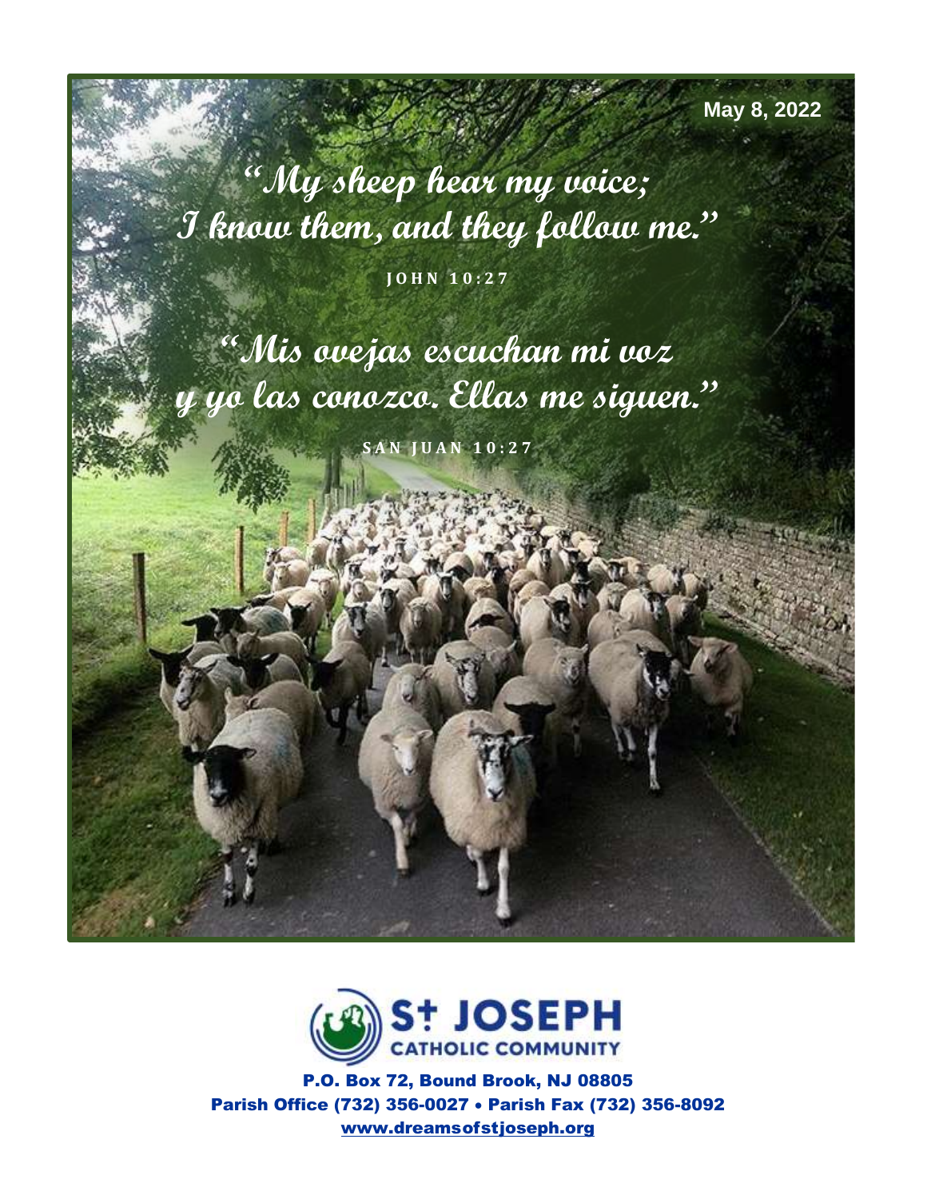May 8, 2022

*"My sheep hear my voice; I know them, and they follow me."*

**JOHN 10:27**

*"Mis ovejas escuchan mi voz y yo las conozco. Ellas me siguen."*

**SAN JUAN 10:27**

# St JOSEPH CATHOLIC COMMUNITY

P.O. Box 72, Bound Brook, NJ 08805
Parish Office (732) 356-0027 • Parish Fax (732) 356-8092
www.dreamsofstjoseph.org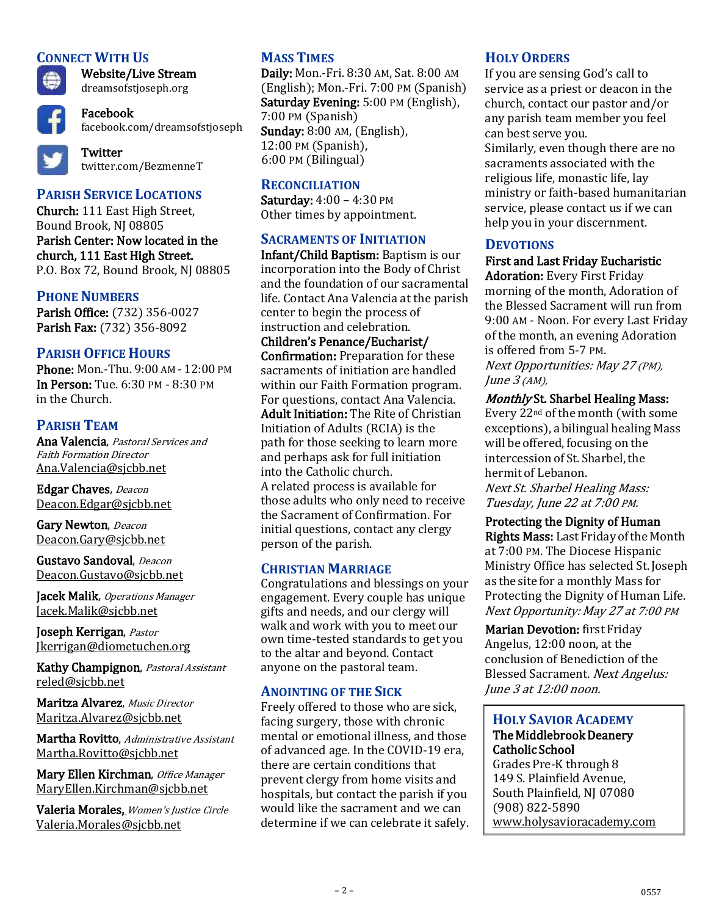## Connect With Us

**Website/Live Stream**
dreamsofstjoseph.org

**Facebook**
facebook.com/dreamsofstjoseph

**Twitter**
twitter.com/BezmenneT

## Parish Service Locations

**Church:** 111 East High Street, Bound Brook, NJ 08805
**Parish Center: Now located in the church, 111 East High Street.**
P.O. Box 72, Bound Brook, NJ 08805

## Phone Numbers

**Parish Office:** (732) 356-0027
**Parish Fax:** (732) 356-8092

## Parish Office Hours

**Phone:** Mon.-Thu. 9:00 AM - 12:00 PM
**In Person:** Tue. 6:30 PM - 8:30 PM in the Church.

## Parish Team

**Ana Valencia**, *Pastoral Services and Faith Formation Director*
Ana.Valencia@sjcbb.net

**Edgar Chaves**, *Deacon*
Deacon.Edgar@sjcbb.net

**Gary Newton**, *Deacon*
Deacon.Gary@sjcbb.net

**Gustavo Sandoval**, *Deacon*
Deacon.Gustavo@sjcbb.net

**Jacek Malik**, *Operations Manager*
Jacek.Malik@sjcbb.net

**Joseph Kerrigan**, *Pastor*
Jkerrigan@diometuchen.org

**Kathy Champignon**, *Pastoral Assistant*
reled@sjcbb.net

**Maritza Alvarez**, *Music Director*
Maritza.Alvarez@sjcbb.net

**Martha Rovitto**, *Administrative Assistant*
Martha.Rovitto@sjcbb.net

**Mary Ellen Kirchman**, *Office Manager*
MaryEllen.Kirchman@sjcbb.net

**Valeria Morales**, *Women's Justice Circle*
Valeria.Morales@sjcbb.net

## Mass Times

**Daily:** Mon.-Fri. 8:30 AM, Sat. 8:00 AM (English); Mon.-Fri. 7:00 PM (Spanish)
**Saturday Evening:** 5:00 PM (English), 7:00 PM (Spanish)
**Sunday:** 8:00 AM, (English), 12:00 PM (Spanish), 6:00 PM (Bilingual)

## Reconciliation

**Saturday:** 4:00 – 4:30 PM
Other times by appointment.

## Sacraments of Initiation

**Infant/Child Baptism:** Baptism is our incorporation into the Body of Christ and the foundation of our sacramental life. Contact Ana Valencia at the parish center to begin the process of instruction and celebration.

**Children's Penance/Eucharist/ Confirmation:** Preparation for these sacraments of initiation are handled within our Faith Formation program. For questions, contact Ana Valencia.

**Adult Initiation:** The Rite of Christian Initiation of Adults (RCIA) is the path for those seeking to learn more and perhaps ask for full initiation into the Catholic church.
A related process is available for those adults who only need to receive the Sacrament of Confirmation. For initial questions, contact any clergy person of the parish.

## Christian Marriage

Congratulations and blessings on your engagement. Every couple has unique gifts and needs, and our clergy will walk and work with you to meet our own time-tested standards to get you to the altar and beyond. Contact anyone on the pastoral team.

## Anointing of the Sick

Freely offered to those who are sick, facing surgery, those with chronic mental or emotional illness, and those of advanced age. In the COVID-19 era, there are certain conditions that prevent clergy from home visits and hospitals, but contact the parish if you would like the sacrament and we can determine if we can celebrate it safely.

## Holy Orders

If you are sensing God's call to service as a priest or deacon in the church, contact our pastor and/or any parish team member you feel can best serve you.
Similarly, even though there are no sacraments associated with the religious life, monastic life, lay ministry or faith-based humanitarian service, please contact us if we can help you in your discernment.

## Devotions

**First and Last Friday Eucharistic Adoration:** Every First Friday morning of the month, Adoration of the Blessed Sacrament will run from 9:00 AM - Noon. For every Last Friday of the month, an evening Adoration is offered from 5-7 PM.
*Next Opportunities: May 27 (PM), June 3 (AM),*

***Monthly* St. Sharbel Healing Mass:** Every 22nd of the month (with some exceptions), a bilingual healing Mass will be offered, focusing on the intercession of St. Sharbel, the hermit of Lebanon.
*Next St. Sharbel Healing Mass: Tuesday, June 22 at 7:00 PM.*

**Protecting the Dignity of Human Rights Mass:** Last Friday of the Month at 7:00 PM. The Diocese Hispanic Ministry Office has selected St. Joseph as the site for a monthly Mass for Protecting the Dignity of Human Life.
*Next Opportunity: May 27 at 7:00 PM*

**Marian Devotion:** first Friday Angelus, 12:00 noon, at the conclusion of Benediction of the Blessed Sacrament. *Next Angelus: June 3 at 12:00 noon.*

## Holy Savior Academy

**The Middlebrook Deanery Catholic School**
Grades Pre-K through 8
149 S. Plainfield Avenue,
South Plainfield, NJ 07080
(908) 822-5890
www.holysavioracademy.com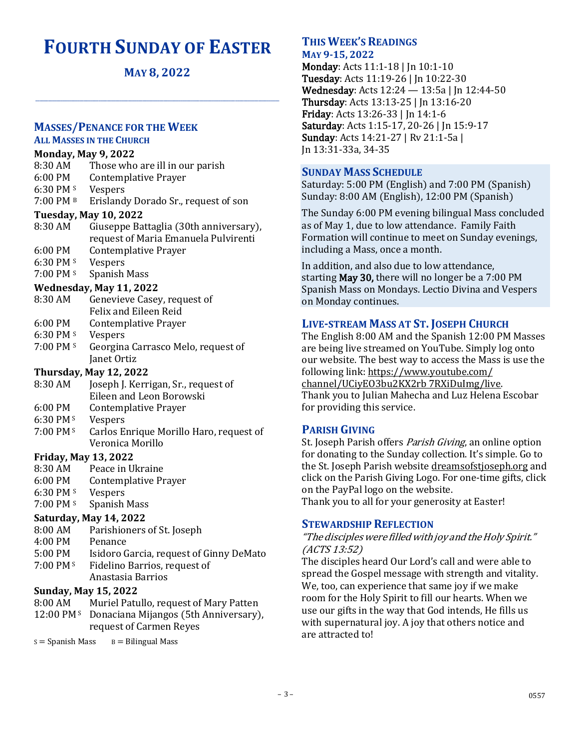# FOURTH SUNDAY OF EASTER

## MAY 8, 2022

## MASSES/PENANCE FOR THE WEEK

### ALL MASSES IN THE CHURCH

**Monday, May 9, 2022**

8:30 AM Those who are ill in our parish
6:00 PM Contemplative Prayer
6:30 PM S Vespers
7:00 PM B Erislandy Dorado Sr., request of son

**Tuesday, May 10, 2022**

8:30 AM Giuseppe Battaglia (30th anniversary), request of Maria Emanuela Pulvirenti
6:00 PM Contemplative Prayer
6:30 PM S Vespers
7:00 PM S Spanish Mass

**Wednesday, May 11, 2022**

8:30 AM Genevieve Casey, request of Felix and Eileen Reid
6:00 PM Contemplative Prayer
6:30 PM S Vespers
7:00 PM S Georgina Carrasco Melo, request of Janet Ortiz

**Thursday, May 12, 2022**

8:30 AM Joseph J. Kerrigan, Sr., request of Eileen and Leon Borowski
6:00 PM Contemplative Prayer
6:30 PM S Vespers
7:00 PM S Carlos Enrique Morillo Haro, request of Veronica Morillo

**Friday, May 13, 2022**

8:30 AM Peace in Ukraine
6:00 PM Contemplative Prayer
6:30 PM S Vespers
7:00 PM S Spanish Mass

**Saturday, May 14, 2022**

8:00 AM Parishioners of St. Joseph
4:00 PM Penance
5:00 PM Isidoro Garcia, request of Ginny DeMato
7:00 PM S Fidelino Barrios, request of Anastasia Barrios

**Sunday, May 15, 2022**

8:00 AM Muriel Patullo, request of Mary Patten
12:00 PM S Donaciana Mijangos (5th Anniversary), request of Carmen Reyes

S = Spanish Mass  B = Bilingual Mass

## THIS WEEK'S READINGS

### MAY 9-15, 2022

**Monday**: Acts 11:1-18 | Jn 10:1-10
**Tuesday**: Acts 11:19-26 | Jn 10:22-30
**Wednesday**: Acts 12:24 — 13:5a | Jn 12:44-50
**Thursday**: Acts 13:13-25 | Jn 13:16-20
**Friday**: Acts 13:26-33 | Jn 14:1-6
**Saturday**: Acts 1:15-17, 20-26 | Jn 15:9-17
**Sunday**: Acts 14:21-27 | Rv 21:1-5a | Jn 13:31-33a, 34-35

## SUNDAY MASS SCHEDULE

Saturday: 5:00 PM (English) and 7:00 PM (Spanish)
Sunday: 8:00 AM (English), 12:00 PM (Spanish)

The Sunday 6:00 PM evening bilingual Mass concluded as of May 1, due to low attendance. Family Faith Formation will continue to meet on Sunday evenings, including a Mass, once a month.

In addition, and also due to low attendance, starting **May 30,** there will no longer be a 7:00 PM Spanish Mass on Mondays. Lectio Divina and Vespers on Monday continues.

## LIVE-STREAM MASS AT ST. JOSEPH CHURCH

The English 8:00 AM and the Spanish 12:00 PM Masses are being live streamed on YouTube. Simply log onto our website. The best way to access the Mass is use the following link: https://www.youtube.com/channel/UCiyEO3bu2KX2rb 7RXiDuImg/live. Thank you to Julian Mahecha and Luz Helena Escobar for providing this service.

## PARISH GIVING

St. Joseph Parish offers *Parish Giving*, an online option for donating to the Sunday collection. It's simple. Go to the St. Joseph Parish website dreamsofstjoseph.org and click on the Parish Giving Logo. For one-time gifts, click on the PayPal logo on the website.
Thank you to all for your generosity at Easter!

## STEWARDSHIP REFLECTION

*"The disciples were filled with joy and the Holy Spirit." (ACTS 13:52)*

The disciples heard Our Lord's call and were able to spread the Gospel message with strength and vitality. We, too, can experience that same joy if we make room for the Holy Spirit to fill our hearts. When we use our gifts in the way that God intends, He fills us with supernatural joy. A joy that others notice and are attracted to!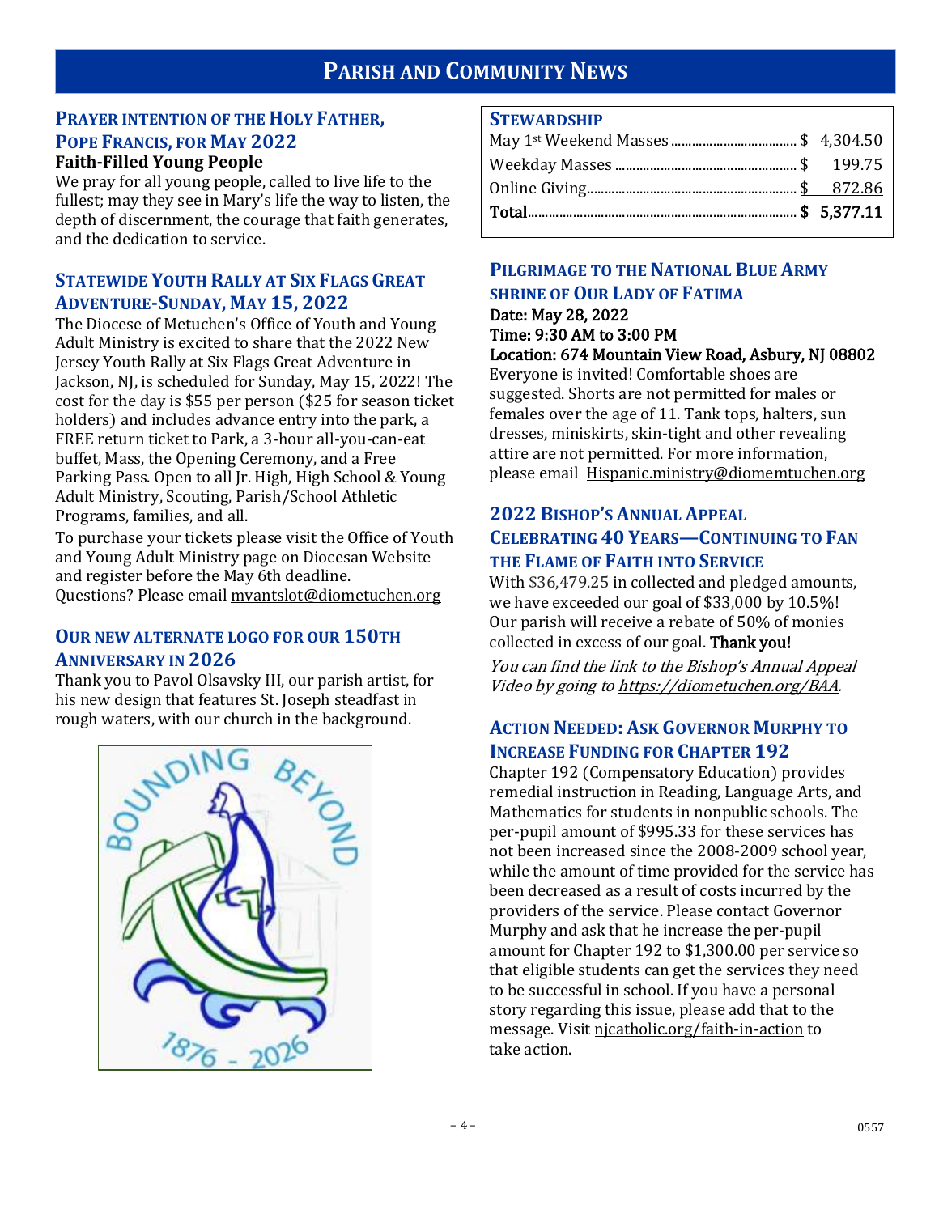# Parish and Community News

## Prayer Intention of the Holy Father, Pope Francis, for May 2022

**Faith-Filled Young People**

We pray for all young people, called to live life to the fullest; may they see in Mary's life the way to listen, the depth of discernment, the courage that faith generates, and the dedication to service.

## Statewide Youth Rally at Six Flags Great Adventure-Sunday, May 15, 2022

The Diocese of Metuchen's Office of Youth and Young Adult Ministry is excited to share that the 2022 New Jersey Youth Rally at Six Flags Great Adventure in Jackson, NJ, is scheduled for Sunday, May 15, 2022! The cost for the day is $55 per person ($25 for season ticket holders) and includes advance entry into the park, a FREE return ticket to Park, a 3-hour all-you-can-eat buffet, Mass, the Opening Ceremony, and a Free Parking Pass. Open to all Jr. High, High School & Young Adult Ministry, Scouting, Parish/School Athletic Programs, families, and all.

To purchase your tickets please visit the Office of Youth and Young Adult Ministry page on Diocesan Website and register before the May 6th deadline. Questions? Please email mvantslot@diometuchen.org

## Our New Alternate Logo for Our 150th Anniversary in 2026

Thank you to Pavol Olsavsky III, our parish artist, for his new design that features St. Joseph steadfast in rough waters, with our church in the background.

## Stewardship

| | |
|---|---|
| May 1st Weekend Masses | $ 4,304.50 |
| Weekday Masses | $ 199.75 |
| Online Giving | $ 872.86 |
| **Total** | **$ 5,377.11** |

## Pilgrimage to the National Blue Army Shrine of Our Lady of Fatima

**Date: May 28, 2022**
**Time: 9:30 AM to 3:00 PM**
**Location: 674 Mountain View Road, Asbury, NJ 08802**

Everyone is invited! Comfortable shoes are suggested. Shorts are not permitted for males or females over the age of 11. Tank tops, halters, sun dresses, miniskirts, skin-tight and other revealing attire are not permitted. For more information, please email Hispanic.ministry@diomemtuchen.org

## 2022 Bishop's Annual Appeal Celebrating 40 Years—Continuing to Fan the Flame of Faith into Service

With $36,479.25 in collected and pledged amounts, we have exceeded our goal of $33,000 by 10.5%! Our parish will receive a rebate of 50% of monies collected in excess of our goal. **Thank you!**

*You can find the link to the Bishop's Annual Appeal Video by going to https://diometuchen.org/BAA.*

## Action Needed: Ask Governor Murphy to Increase Funding for Chapter 192

Chapter 192 (Compensatory Education) provides remedial instruction in Reading, Language Arts, and Mathematics for students in nonpublic schools. The per-pupil amount of $995.33 for these services has not been increased since the 2008-2009 school year, while the amount of time provided for the service has been decreased as a result of costs incurred by the providers of the service. Please contact Governor Murphy and ask that he increase the per-pupil amount for Chapter 192 to $1,300.00 per service so that eligible students can get the services they need to be successful in school. If you have a personal story regarding this issue, please add that to the message. Visit njcatholic.org/faith-in-action to take action.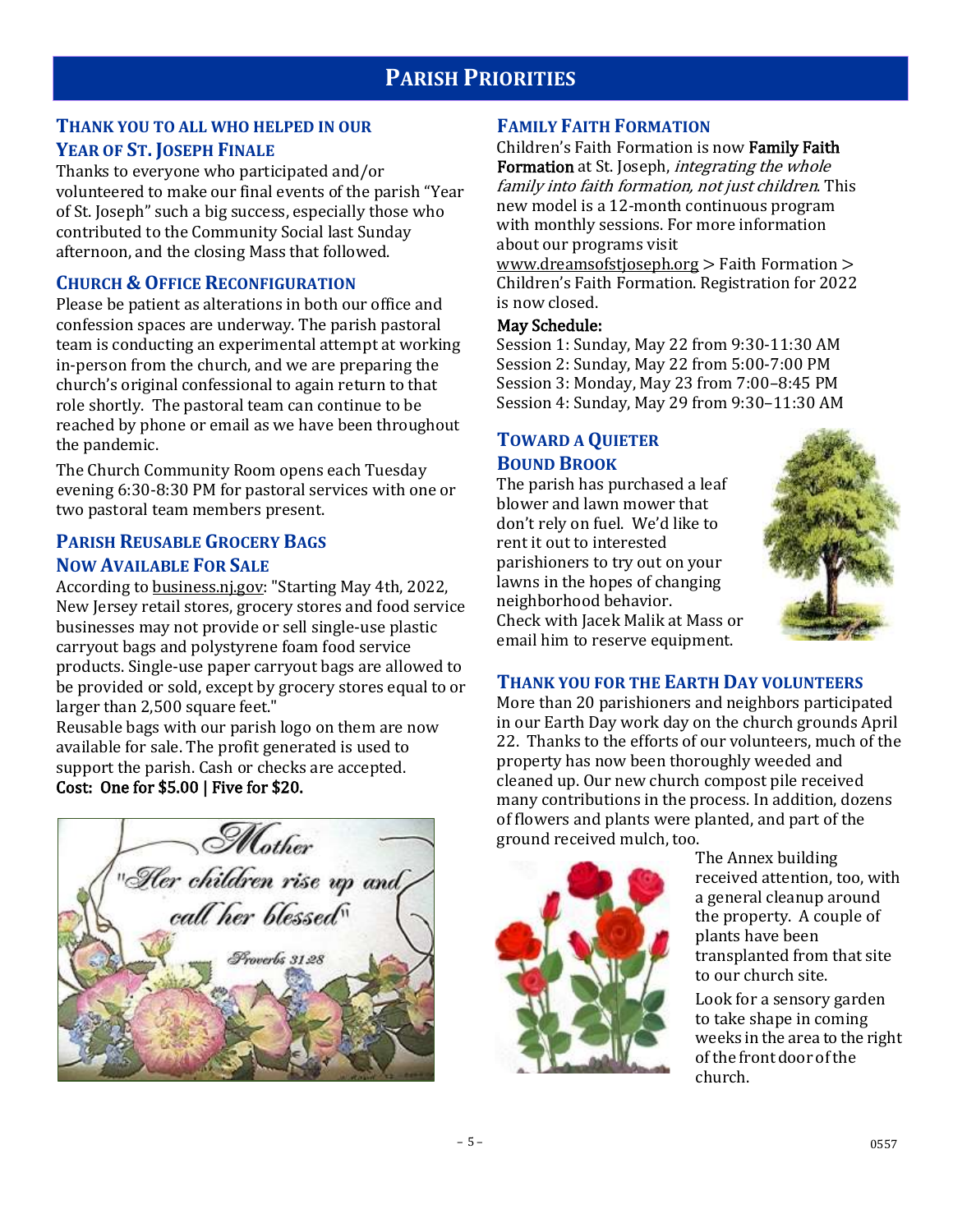# Parish Priorities

## Thank you to all who helped in our Year of St. Joseph Finale

Thanks to everyone who participated and/or volunteered to make our final events of the parish "Year of St. Joseph" such a big success, especially those who contributed to the Community Social last Sunday afternoon, and the closing Mass that followed.

## Church & Office Reconfiguration

Please be patient as alterations in both our office and confession spaces are underway. The parish pastoral team is conducting an experimental attempt at working in-person from the church, and we are preparing the church's original confessional to again return to that role shortly. The pastoral team can continue to be reached by phone or email as we have been throughout the pandemic.

The Church Community Room opens each Tuesday evening 6:30-8:30 PM for pastoral services with one or two pastoral team members present.

## Parish Reusable Grocery Bags Now Available For Sale

According to business.nj.gov: "Starting May 4th, 2022, New Jersey retail stores, grocery stores and food service businesses may not provide or sell single-use plastic carryout bags and polystyrene foam food service products. Single-use paper carryout bags are allowed to be provided or sold, except by grocery stores equal to or larger than 2,500 square feet."

Reusable bags with our parish logo on them are now available for sale. The profit generated is used to support the parish. Cash or checks are accepted.

**Cost: One for $5.00 | Five for $20.**

## Family Faith Formation

Children's Faith Formation is now **Family Faith Formation** at St. Joseph, *integrating the whole family into faith formation, not just children*. This new model is a 12-month continuous program with monthly sessions. For more information about our programs visit www.dreamsofstjoseph.org > Faith Formation > Children's Faith Formation. Registration for 2022 is now closed.

**May Schedule:**

Session 1: Sunday, May 22 from 9:30-11:30 AM
Session 2: Sunday, May 22 from 5:00-7:00 PM
Session 3: Monday, May 23 from 7:00–8:45 PM
Session 4: Sunday, May 29 from 9:30–11:30 AM

## Toward a Quieter Bound Brook

The parish has purchased a leaf blower and lawn mower that don't rely on fuel. We'd like to rent it out to interested parishioners to try out on your lawns in the hopes of changing neighborhood behavior. Check with Jacek Malik at Mass or email him to reserve equipment.

## Thank you for the Earth Day volunteers

More than 20 parishioners and neighbors participated in our Earth Day work day on the church grounds April 22. Thanks to the efforts of our volunteers, much of the property has now been thoroughly weeded and cleaned up. Our new church compost pile received many contributions in the process. In addition, dozens of flowers and plants were planted, and part of the ground received mulch, too.

The Annex building received attention, too, with a general cleanup around the property. A couple of plants have been transplanted from that site to our church site.

Look for a sensory garden to take shape in coming weeks in the area to the right of the front door of the church.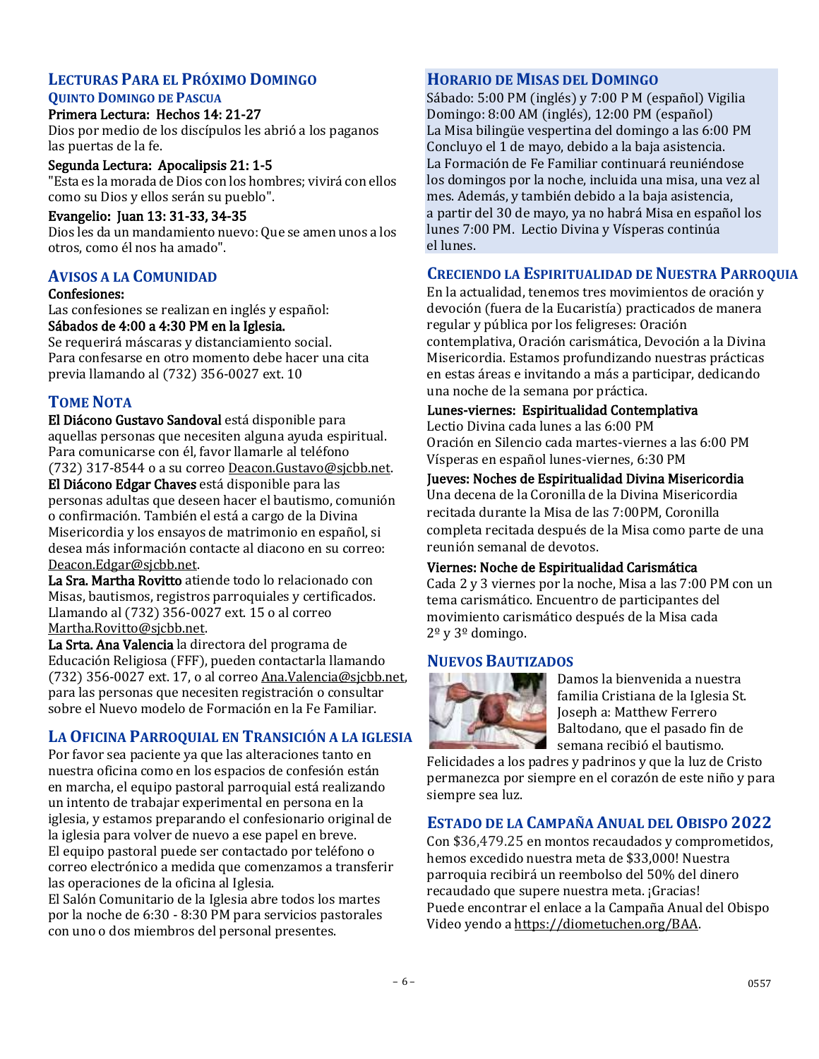## Lecturas Para el Próximo Domingo

### Quinto Domingo de Pascua

**Primera Lectura: Hechos 14: 21-27**
Dios por medio de los discípulos les abrió a los paganos las puertas de la fe.

**Segunda Lectura: Apocalipsis 21: 1-5**
"Esta es la morada de Dios con los hombres; vivirá con ellos como su Dios y ellos serán su pueblo".

**Evangelio: Juan 13: 31-33, 34-35**
Dios les da un mandamiento nuevo: Que se amen unos a los otros, como él nos ha amado".

## Avisos a la Comunidad

**Confesiones:**
Las confesiones se realizan en inglés y español:
**Sábados de 4:00 a 4:30 PM en la Iglesia.**
Se requerirá máscaras y distanciamiento social.
Para confesarse en otro momento debe hacer una cita previa llamando al (732) 356-0027 ext. 10

## Tome Nota

**El Diácono Gustavo Sandoval** está disponible para aquellas personas que necesiten alguna ayuda espiritual. Para comunicarse con él, favor llamarle al teléfono (732) 317-8544 o a su correo Deacon.Gustavo@sjcbb.net.
**El Diácono Edgar Chaves** está disponible para las personas adultas que deseen hacer el bautismo, comunión o confirmación. También el está a cargo de la Divina Misericordia y los ensayos de matrimonio en español, si desea más información contacte al diacono en su correo: Deacon.Edgar@sjcbb.net.
**La Sra. Martha Rovitto** atiende todo lo relacionado con Misas, bautismos, registros parroquiales y certificados. Llamando al (732) 356-0027 ext. 15 o al correo Martha.Rovitto@sjcbb.net.
**La Srta. Ana Valencia** la directora del programa de Educación Religiosa (FFF), pueden contactarla llamando (732) 356-0027 ext. 17, o al correo Ana.Valencia@sjcbb.net, para las personas que necesiten registración o consultar sobre el Nuevo modelo de Formación en la Fe Familiar.

## La Oficina Parroquial en Transición a la iglesia

Por favor sea paciente ya que las alteraciones tanto en nuestra oficina como en los espacios de confesión están en marcha, el equipo pastoral parroquial está realizando un intento de trabajar experimental en persona en la iglesia, y estamos preparando el confesionario original de la iglesia para volver de nuevo a ese papel en breve.
El equipo pastoral puede ser contactado por teléfono o correo electrónico a medida que comenzamos a transferir las operaciones de la oficina al Iglesia.
El Salón Comunitario de la Iglesia abre todos los martes por la noche de 6:30 - 8:30 PM para servicios pastorales con uno o dos miembros del personal presentes.

## Horario de Misas del Domingo

Sábado: 5:00 PM (inglés) y 7:00 P M (español) Vigilia
Domingo: 8:00 AM (inglés), 12:00 PM (español)
La Misa bilingüe vespertina del domingo a las 6:00 PM Concluyo el 1 de mayo, debido a la baja asistencia.
La Formación de Fe Familiar continuará reuniéndose los domingos por la noche, incluida una misa, una vez al mes. Además, y también debido a la baja asistencia, a partir del 30 de mayo, ya no habrá Misa en español los lunes 7:00 PM. Lectio Divina y Vísperas continúa el lunes.

## Creciendo la Espiritualidad de Nuestra Parroquia

En la actualidad, tenemos tres movimientos de oración y devoción (fuera de la Eucaristía) practicados de manera regular y pública por los feligreses: Oración contemplativa, Oración carismática, Devoción a la Divina Misericordia. Estamos profundizando nuestras prácticas en estas áreas e invitando a más a participar, dedicando una noche de la semana por práctica.

**Lunes-viernes: Espiritualidad Contemplativa**
Lectio Divina cada lunes a las 6:00 PM
Oración en Silencio cada martes-viernes a las 6:00 PM
Vísperas en español lunes-viernes, 6:30 PM

**Jueves: Noches de Espiritualidad Divina Misericordia**
Una decena de la Coronilla de la Divina Misericordia recitada durante la Misa de las 7:00PM, Coronilla completa recitada después de la Misa como parte de una reunión semanal de devotos.

**Viernes: Noche de Espiritualidad Carismática**
Cada 2 y 3 viernes por la noche, Misa a las 7:00 PM con un tema carismático. Encuentro de participantes del movimiento carismático después de la Misa cada 2º y 3º domingo.

## Nuevos Bautizados

Damos la bienvenida a nuestra familia Cristiana de la Iglesia St. Joseph a: Matthew Ferrero Baltodano, que el pasado fin de semana recibió el bautismo.
Felicidades a los padres y padrinos y que la luz de Cristo permanezca por siempre en el corazón de este niño y para siempre sea luz.

## Estado de la Campaña Anual del Obispo 2022

Con $36,479.25 en montos recaudados y comprometidos, hemos excedido nuestra meta de $33,000! Nuestra parroquia recibirá un reembolso del 50% del dinero recaudado que supere nuestra meta. ¡Gracias!
Puede encontrar el enlace a la Campaña Anual del Obispo Video yendo a https://diometuchen.org/BAA.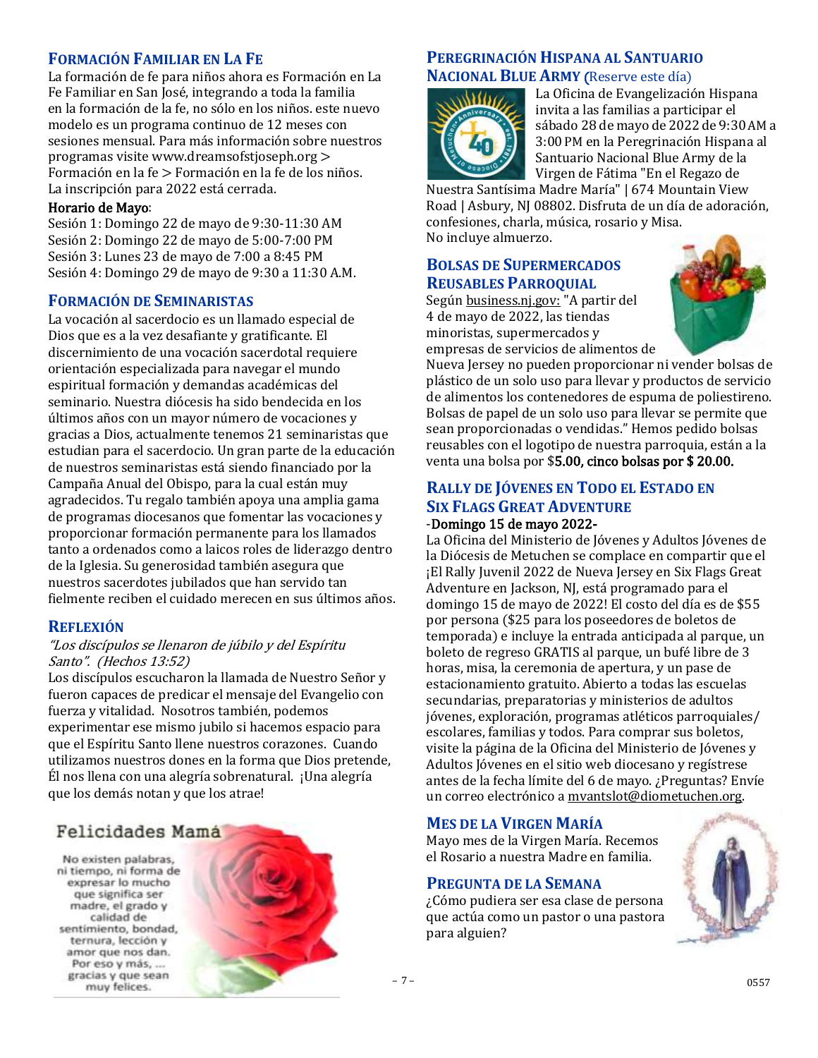## Formación Familiar en La Fe

La formación de fe para niños ahora es Formación en La Fe Familiar en San José, integrando a toda la familia en la formación de la fe, no sólo en los niños. este nuevo modelo es un programa continuo de 12 meses con sesiones mensual. Para más información sobre nuestros programas visite www.dreamsofstjoseph.org > Formación en la fe > Formación en la fe de los niños. La inscripción para 2022 está cerrada.

**Horario de Mayo**:

Sesión 1: Domingo 22 de mayo de 9:30-11:30 AM
Sesión 2: Domingo 22 de mayo de 5:00-7:00 PM
Sesión 3: Lunes 23 de mayo de 7:00 a 8:45 PM
Sesión 4: Domingo 29 de mayo de 9:30 a 11:30 A.M.

## Formación de Seminaristas

La vocación al sacerdocio es un llamado especial de Dios que es a la vez desafiante y gratificante. El discernimiento de una vocación sacerdotal requiere orientación especializada para navegar el mundo espiritual formación y demandas académicas del seminario. Nuestra diócesis ha sido bendecida en los últimos años con un mayor número de vocaciones y gracias a Dios, actualmente tenemos 21 seminaristas que estudian para el sacerdocio. Un gran parte de la educación de nuestros seminaristas está siendo financiado por la Campaña Anual del Obispo, para la cual están muy agradecidos. Tu regalo también apoya una amplia gama de programas diocesanos que fomentar las vocaciones y proporcionar formación permanente para los llamados tanto a ordenados como a laicos roles de liderazgo dentro de la Iglesia. Su generosidad también asegura que nuestros sacerdotes jubilados que han servido tan fielmente reciben el cuidado merecen en sus últimos años.

## Reflexión

*"Los discípulos se llenaron de júbilo y del Espíritu Santo". (Hechos 13:52)*

Los discípulos escucharon la llamada de Nuestro Señor y fueron capaces de predicar el mensaje del Evangelio con fuerza y vitalidad. Nosotros también, podemos experimentar ese mismo jubilo si hacemos espacio para que el Espíritu Santo llene nuestros corazones. Cuando utilizamos nuestros dones en la forma que Dios pretende, Él nos llena con una alegría sobrenatural. ¡Una alegría que los demás notan y que los atrae!

**Felicidades Mamá**

No existen palabras, ni tiempo, ni forma de expresar lo mucho que significa ser madre, el grado y calidad de sentimiento, bondad, ternura, lección y amor que nos dan. Por eso y más, ... gracias y que sean muy felices.

## Peregrinación Hispana al Santuario Nacional Blue Army (Reserve este día)

La Oficina de Evangelización Hispana invita a las familias a participar el sábado 28 de mayo de 2022 de 9:30 AM a 3:00 PM en la Peregrinación Hispana al Santuario Nacional Blue Army de la Virgen de Fátima "En el Regazo de Nuestra Santísima Madre María" | 674 Mountain View Road | Asbury, NJ 08802. Disfruta de un día de adoración, confesiones, charla, música, rosario y Misa. No incluye almuerzo.

## Bolsas de Supermercados Reusables Parroquial

Según business.nj.gov: "A partir del 4 de mayo de 2022, las tiendas minoristas, supermercados y empresas de servicios de alimentos de Nueva Jersey no pueden proporcionar ni vender bolsas de plástico de un solo uso para llevar y productos de servicio de alimentos los contenedores de espuma de poliestireno. Bolsas de papel de un solo uso para llevar se permite que sean proporcionadas o vendidas." Hemos pedido bolsas reusables con el logotipo de nuestra parroquia, están a la venta una bolsa por $**5.00, cinco bolsas por $ 20.00.**

## Rally de Jóvenes en Todo el Estado en Six Flags Great Adventure

**-Domingo 15 de mayo 2022-**

La Oficina del Ministerio de Jóvenes y Adultos Jóvenes de la Diócesis de Metuchen se complace en compartir que el ¡El Rally Juvenil 2022 de Nueva Jersey en Six Flags Great Adventure en Jackson, NJ, está programado para el domingo 15 de mayo de 2022! El costo del día es de $55 por persona ($25 para los poseedores de boletos de temporada) e incluye la entrada anticipada al parque, un boleto de regreso GRATIS al parque, un bufé libre de 3 horas, misa, la ceremonia de apertura, y un pase de estacionamiento gratuito. Abierto a todas las escuelas secundarias, preparatorias y ministerios de adultos jóvenes, exploración, programas atléticos parroquiales/escolares, familias y todos. Para comprar sus boletos, visite la página de la Oficina del Ministerio de Jóvenes y Adultos Jóvenes en el sitio web diocesano y regístrese antes de la fecha límite del 6 de mayo. ¿Preguntas? Envíe un correo electrónico a mvantslot@diometuchen.org.

## Mes de la Virgen María

Mayo mes de la Virgen María. Recemos el Rosario a nuestra Madre en familia.

## Pregunta de la Semana

¿Cómo pudiera ser esa clase de persona que actúa como un pastor o una pastora para alguien?